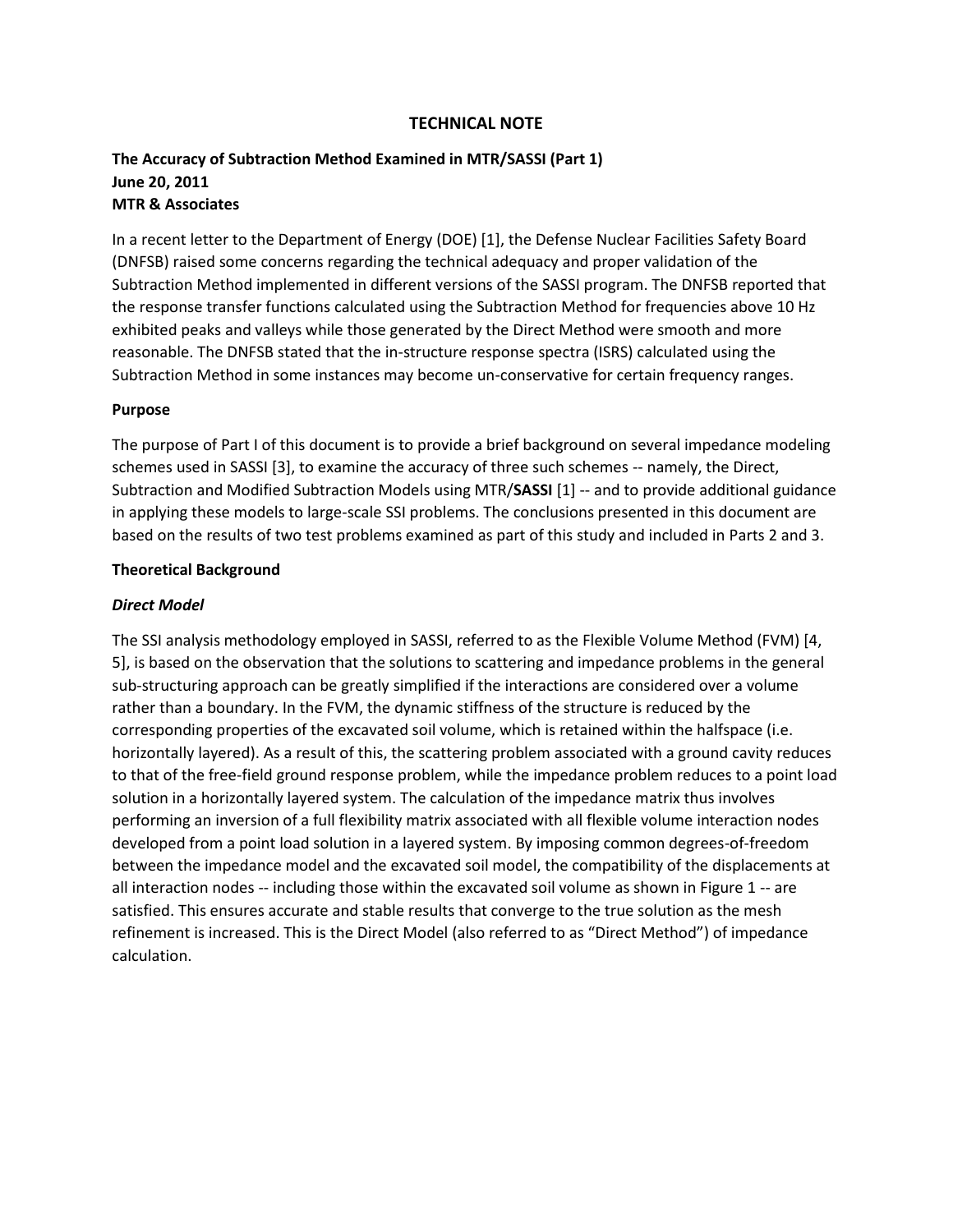# TECHNICAL NOTE

**The Accuracy of Subtraction Method Examined in MTR/SASSI (Part 1)**
**June 20, 2011**
**MTR & Associates**

In a recent letter to the Department of Energy (DOE) [1], the Defense Nuclear Facilities Safety Board (DNFSB) raised some concerns regarding the technical adequacy and proper validation of the Subtraction Method implemented in different versions of the SASSI program. The DNFSB reported that the response transfer functions calculated using the Subtraction Method for frequencies above 10 Hz exhibited peaks and valleys while those generated by the Direct Method were smooth and more reasonable. The DNFSB stated that the in-structure response spectra (ISRS) calculated using the Subtraction Method in some instances may become un-conservative for certain frequency ranges.

## Purpose

The purpose of Part I of this document is to provide a brief background on several impedance modeling schemes used in SASSI [3], to examine the accuracy of three such schemes -- namely, the Direct, Subtraction and Modified Subtraction Models using MTR/**SASSI** [1] -- and to provide additional guidance in applying these models to large-scale SSI problems. The conclusions presented in this document are based on the results of two test problems examined as part of this study and included in Parts 2 and 3.

## Theoretical Background

### *Direct Model*

The SSI analysis methodology employed in SASSI, referred to as the Flexible Volume Method (FVM) [4, 5], is based on the observation that the solutions to scattering and impedance problems in the general sub-structuring approach can be greatly simplified if the interactions are considered over a volume rather than a boundary. In the FVM, the dynamic stiffness of the structure is reduced by the corresponding properties of the excavated soil volume, which is retained within the halfspace (i.e. horizontally layered). As a result of this, the scattering problem associated with a ground cavity reduces to that of the free-field ground response problem, while the impedance problem reduces to a point load solution in a horizontally layered system. The calculation of the impedance matrix thus involves performing an inversion of a full flexibility matrix associated with all flexible volume interaction nodes developed from a point load solution in a layered system. By imposing common degrees-of-freedom between the impedance model and the excavated soil model, the compatibility of the displacements at all interaction nodes -- including those within the excavated soil volume as shown in Figure 1 -- are satisfied. This ensures accurate and stable results that converge to the true solution as the mesh refinement is increased. This is the Direct Model (also referred to as "Direct Method") of impedance calculation.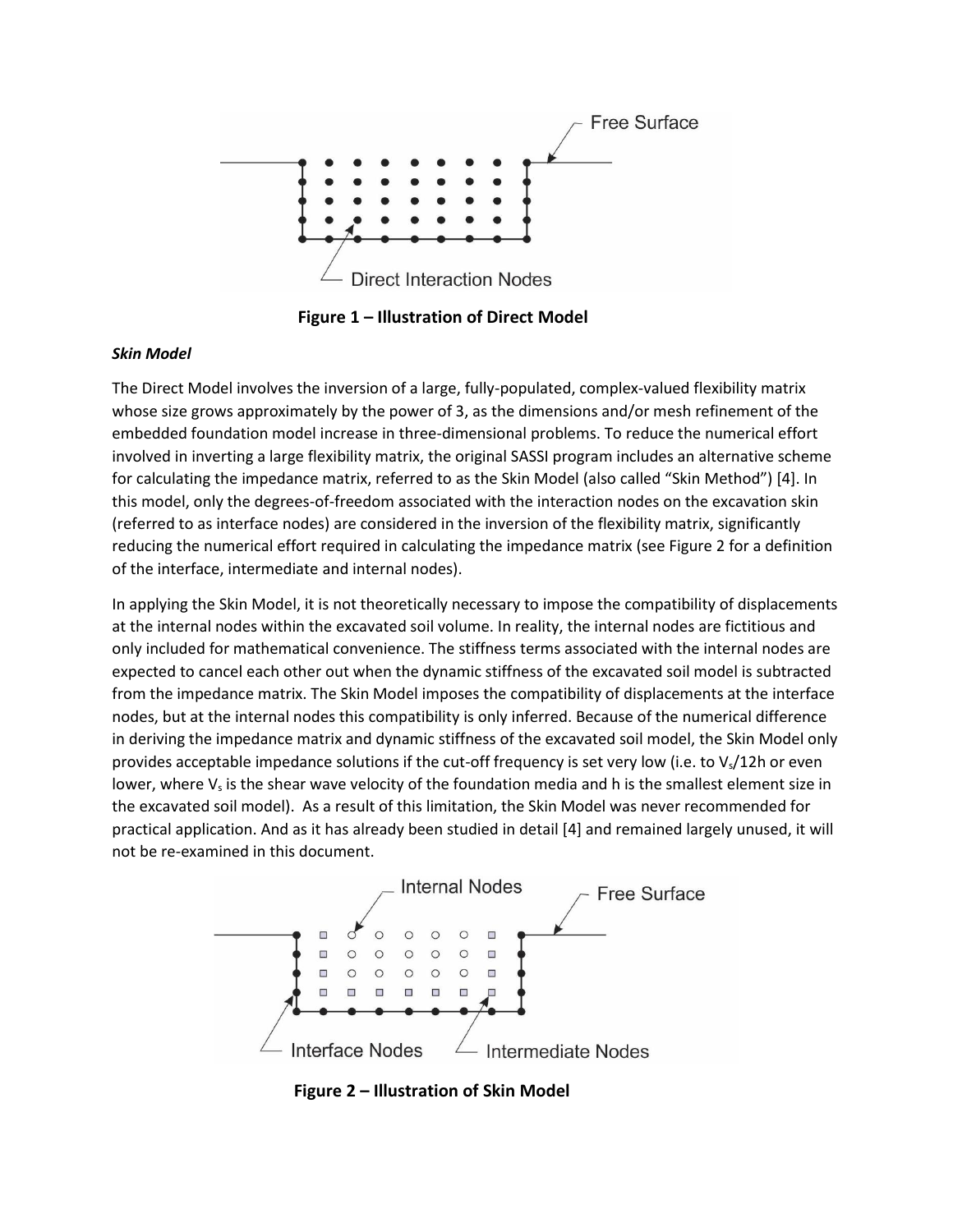Free Surface

Direct Interaction Nodes

**Figure 1 – Illustration of Direct Model**

***Skin Model***

The Direct Model involves the inversion of a large, fully-populated, complex-valued flexibility matrix whose size grows approximately by the power of 3, as the dimensions and/or mesh refinement of the embedded foundation model increase in three-dimensional problems. To reduce the numerical effort involved in inverting a large flexibility matrix, the original SASSI program includes an alternative scheme for calculating the impedance matrix, referred to as the Skin Model (also called "Skin Method") [4]. In this model, only the degrees-of-freedom associated with the interaction nodes on the excavation skin (referred to as interface nodes) are considered in the inversion of the flexibility matrix, significantly reducing the numerical effort required in calculating the impedance matrix (see Figure 2 for a definition of the interface, intermediate and internal nodes).

In applying the Skin Model, it is not theoretically necessary to impose the compatibility of displacements at the internal nodes within the excavated soil volume. In reality, the internal nodes are fictitious and only included for mathematical convenience. The stiffness terms associated with the internal nodes are expected to cancel each other out when the dynamic stiffness of the excavated soil model is subtracted from the impedance matrix. The Skin Model imposes the compatibility of displacements at the interface nodes, but at the internal nodes this compatibility is only inferred. Because of the numerical difference in deriving the impedance matrix and dynamic stiffness of the excavated soil model, the Skin Model only provides acceptable impedance solutions if the cut-off frequency is set very low (i.e. to $V_s/12h$ or even lower, where $V_s$ is the shear wave velocity of the foundation media and h is the smallest element size in the excavated soil model). As a result of this limitation, the Skin Model was never recommended for practical application. And as it has already been studied in detail [4] and remained largely unused, it will not be re-examined in this document.

Internal Nodes

Free Surface

Interface Nodes

Intermediate Nodes

**Figure 2 – Illustration of Skin Model**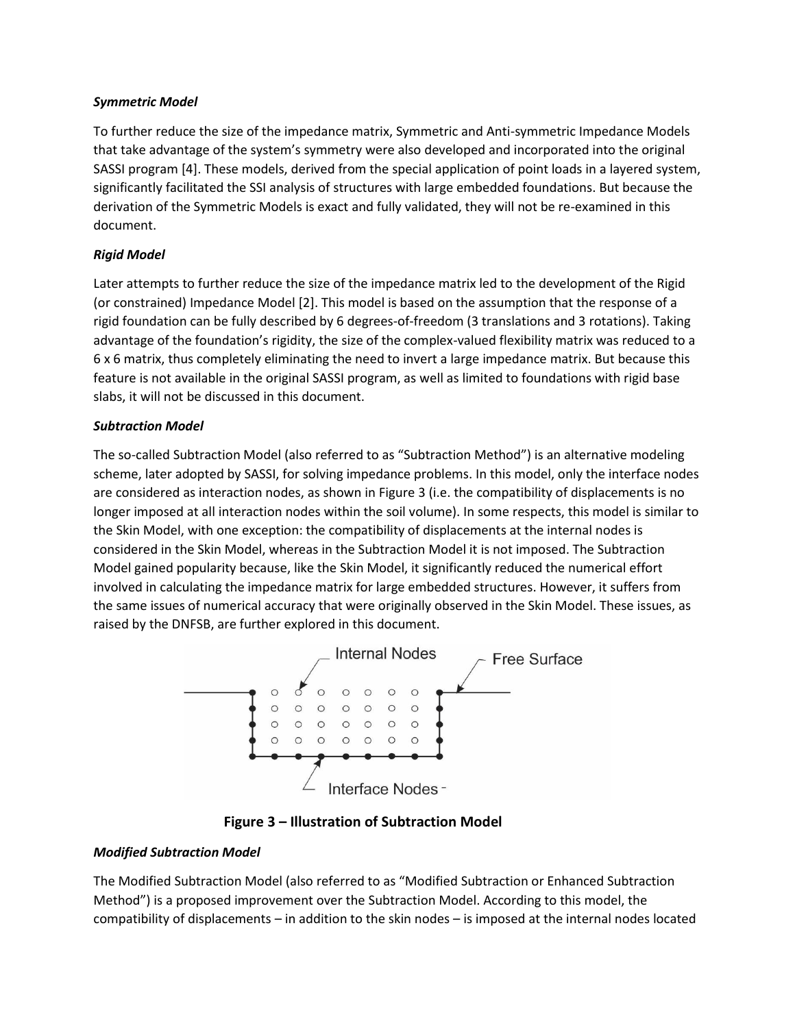***Symmetric Model***

To further reduce the size of the impedance matrix, Symmetric and Anti-symmetric Impedance Models that take advantage of the system's symmetry were also developed and incorporated into the original SASSI program [4]. These models, derived from the special application of point loads in a layered system, significantly facilitated the SSI analysis of structures with large embedded foundations. But because the derivation of the Symmetric Models is exact and fully validated, they will not be re-examined in this document.

***Rigid Model***

Later attempts to further reduce the size of the impedance matrix led to the development of the Rigid (or constrained) Impedance Model [2]. This model is based on the assumption that the response of a rigid foundation can be fully described by 6 degrees-of-freedom (3 translations and 3 rotations). Taking advantage of the foundation's rigidity, the size of the complex-valued flexibility matrix was reduced to a 6 x 6 matrix, thus completely eliminating the need to invert a large impedance matrix. But because this feature is not available in the original SASSI program, as well as limited to foundations with rigid base slabs, it will not be discussed in this document.

***Subtraction Model***

The so-called Subtraction Model (also referred to as "Subtraction Method") is an alternative modeling scheme, later adopted by SASSI, for solving impedance problems. In this model, only the interface nodes are considered as interaction nodes, as shown in Figure 3 (i.e. the compatibility of displacements is no longer imposed at all interaction nodes within the soil volume). In some respects, this model is similar to the Skin Model, with one exception: the compatibility of displacements at the internal nodes is considered in the Skin Model, whereas in the Subtraction Model it is not imposed. The Subtraction Model gained popularity because, like the Skin Model, it significantly reduced the numerical effort involved in calculating the impedance matrix for large embedded structures. However, it suffers from the same issues of numerical accuracy that were originally observed in the Skin Model. These issues, as raised by the DNFSB, are further explored in this document.

Internal Nodes

Free Surface

Interface Nodes

**Figure 3 – Illustration of Subtraction Model**

***Modified Subtraction Model***

The Modified Subtraction Model (also referred to as "Modified Subtraction or Enhanced Subtraction Method") is a proposed improvement over the Subtraction Model. According to this model, the compatibility of displacements – in addition to the skin nodes – is imposed at the internal nodes located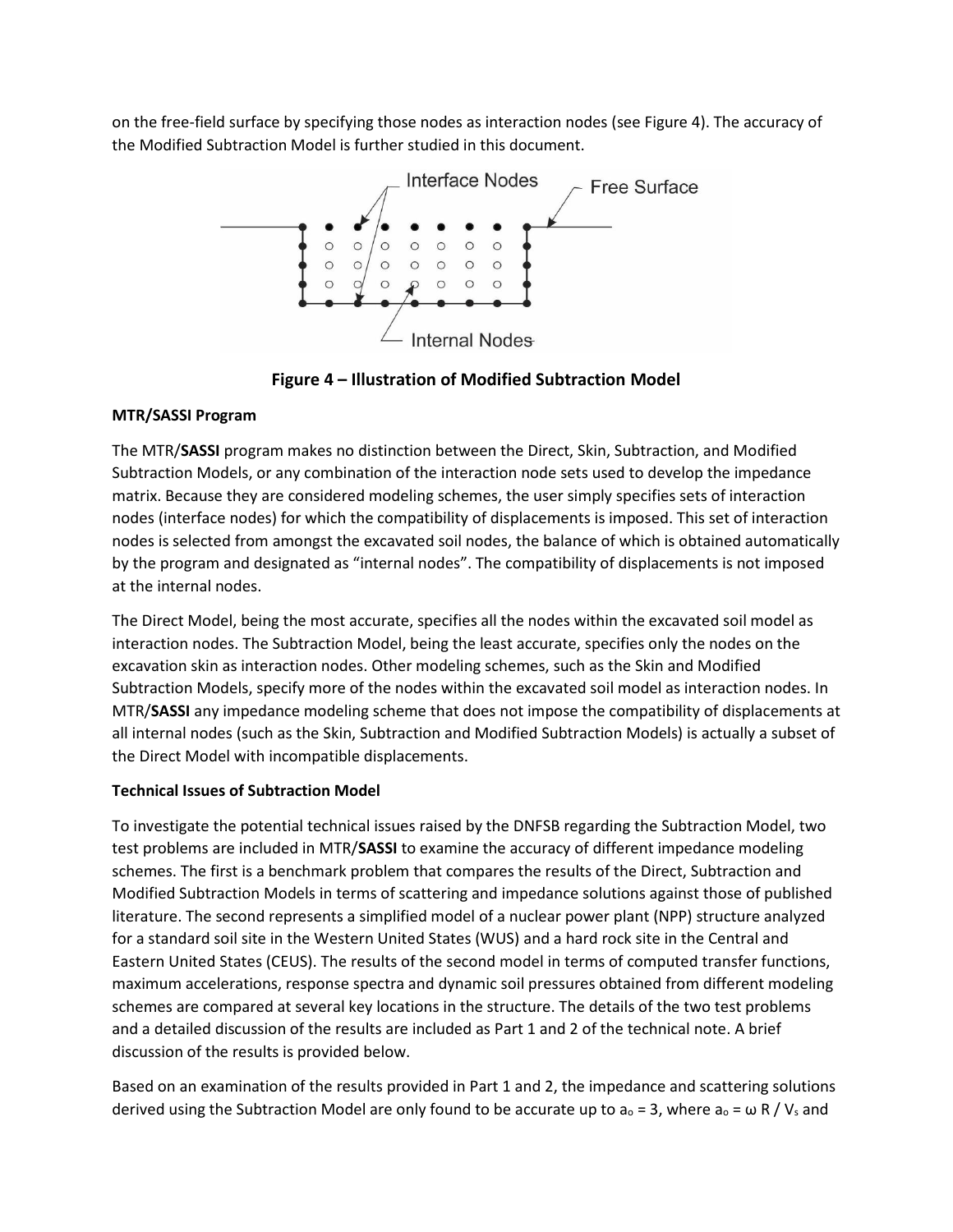on the free-field surface by specifying those nodes as interaction nodes (see Figure 4). The accuracy of the Modified Subtraction Model is further studied in this document.

**Figure 4 – Illustration of Modified Subtraction Model**

**MTR/SASSI Program**

The MTR/**SASSI** program makes no distinction between the Direct, Skin, Subtraction, and Modified Subtraction Models, or any combination of the interaction node sets used to develop the impedance matrix. Because they are considered modeling schemes, the user simply specifies sets of interaction nodes (interface nodes) for which the compatibility of displacements is imposed. This set of interaction nodes is selected from amongst the excavated soil nodes, the balance of which is obtained automatically by the program and designated as "internal nodes". The compatibility of displacements is not imposed at the internal nodes.

The Direct Model, being the most accurate, specifies all the nodes within the excavated soil model as interaction nodes. The Subtraction Model, being the least accurate, specifies only the nodes on the excavation skin as interaction nodes. Other modeling schemes, such as the Skin and Modified Subtraction Models, specify more of the nodes within the excavated soil model as interaction nodes. In MTR/**SASSI** any impedance modeling scheme that does not impose the compatibility of displacements at all internal nodes (such as the Skin, Subtraction and Modified Subtraction Models) is actually a subset of the Direct Model with incompatible displacements.

**Technical Issues of Subtraction Model**

To investigate the potential technical issues raised by the DNFSB regarding the Subtraction Model, two test problems are included in MTR/**SASSI** to examine the accuracy of different impedance modeling schemes. The first is a benchmark problem that compares the results of the Direct, Subtraction and Modified Subtraction Models in terms of scattering and impedance solutions against those of published literature. The second represents a simplified model of a nuclear power plant (NPP) structure analyzed for a standard soil site in the Western United States (WUS) and a hard rock site in the Central and Eastern United States (CEUS). The results of the second model in terms of computed transfer functions, maximum accelerations, response spectra and dynamic soil pressures obtained from different modeling schemes are compared at several key locations in the structure. The details of the two test problems and a detailed discussion of the results are included as Part 1 and 2 of the technical note. A brief discussion of the results is provided below.

Based on an examination of the results provided in Part 1 and 2, the impedance and scattering solutions derived using the Subtraction Model are only found to be accurate up to $a_o = 3$, where $a_o = \omega R / V_s$ and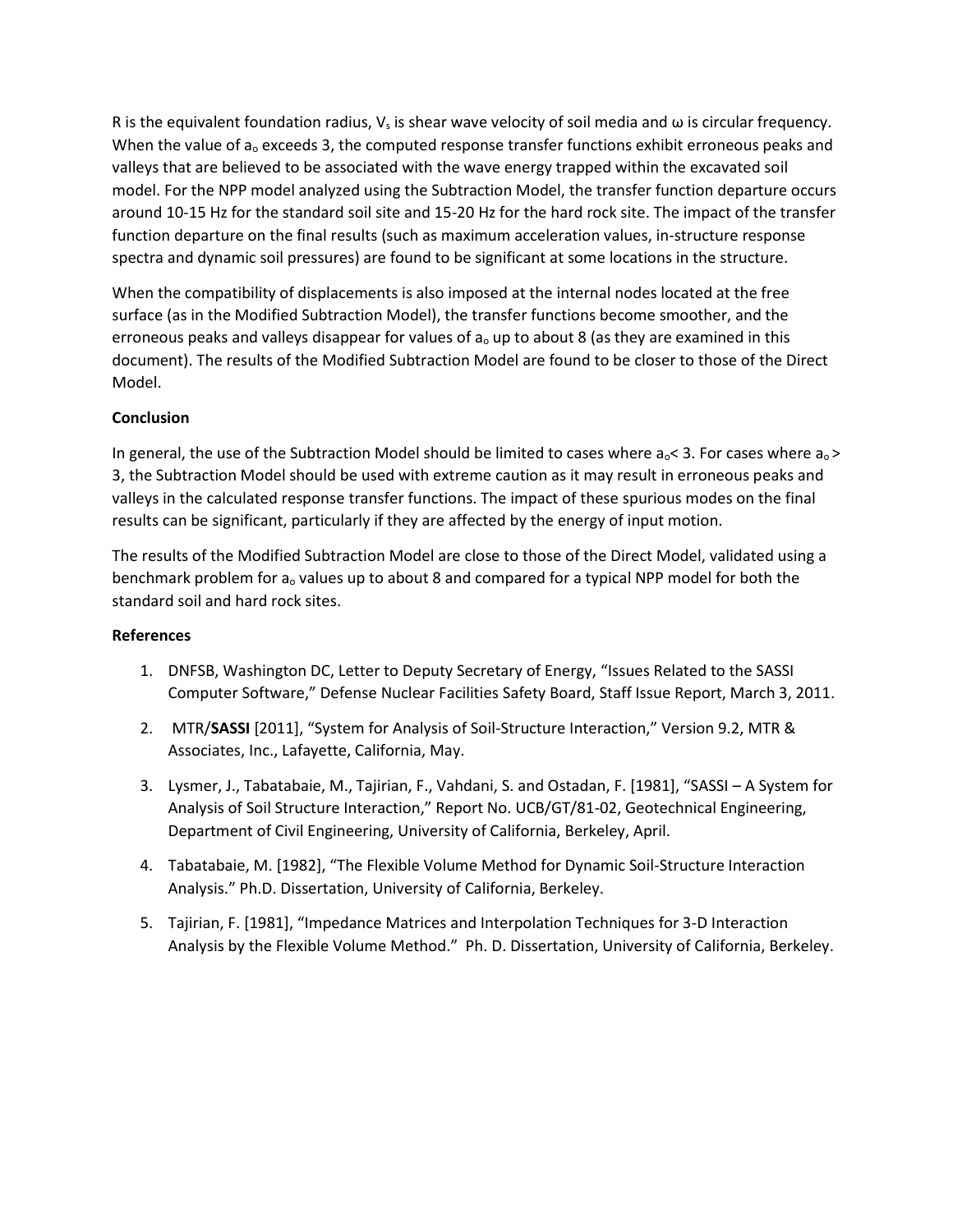R is the equivalent foundation radius, $V_s$ is shear wave velocity of soil media and $\omega$ is circular frequency. When the value of $a_o$ exceeds 3, the computed response transfer functions exhibit erroneous peaks and valleys that are believed to be associated with the wave energy trapped within the excavated soil model. For the NPP model analyzed using the Subtraction Model, the transfer function departure occurs around 10-15 Hz for the standard soil site and 15-20 Hz for the hard rock site. The impact of the transfer function departure on the final results (such as maximum acceleration values, in-structure response spectra and dynamic soil pressures) are found to be significant at some locations in the structure.

When the compatibility of displacements is also imposed at the internal nodes located at the free surface (as in the Modified Subtraction Model), the transfer functions become smoother, and the erroneous peaks and valleys disappear for values of $a_o$ up to about 8 (as they are examined in this document). The results of the Modified Subtraction Model are found to be closer to those of the Direct Model.

**Conclusion**

In general, the use of the Subtraction Model should be limited to cases where $a_o < 3$. For cases where $a_o > 3$, the Subtraction Model should be used with extreme caution as it may result in erroneous peaks and valleys in the calculated response transfer functions. The impact of these spurious modes on the final results can be significant, particularly if they are affected by the energy of input motion.

The results of the Modified Subtraction Model are close to those of the Direct Model, validated using a benchmark problem for $a_o$ values up to about 8 and compared for a typical NPP model for both the standard soil and hard rock sites.

**References**

1. DNFSB, Washington DC, Letter to Deputy Secretary of Energy, "Issues Related to the SASSI Computer Software," Defense Nuclear Facilities Safety Board, Staff Issue Report, March 3, 2011.
2. MTR/**SASSI** [2011], "System for Analysis of Soil-Structure Interaction," Version 9.2, MTR & Associates, Inc., Lafayette, California, May.
3. Lysmer, J., Tabatabaie, M., Tajirian, F., Vahdani, S. and Ostadan, F. [1981], "SASSI – A System for Analysis of Soil Structure Interaction," Report No. UCB/GT/81-02, Geotechnical Engineering, Department of Civil Engineering, University of California, Berkeley, April.
4. Tabatabaie, M. [1982], "The Flexible Volume Method for Dynamic Soil-Structure Interaction Analysis." Ph.D. Dissertation, University of California, Berkeley.
5. Tajirian, F. [1981], "Impedance Matrices and Interpolation Techniques for 3-D Interaction Analysis by the Flexible Volume Method." Ph. D. Dissertation, University of California, Berkeley.